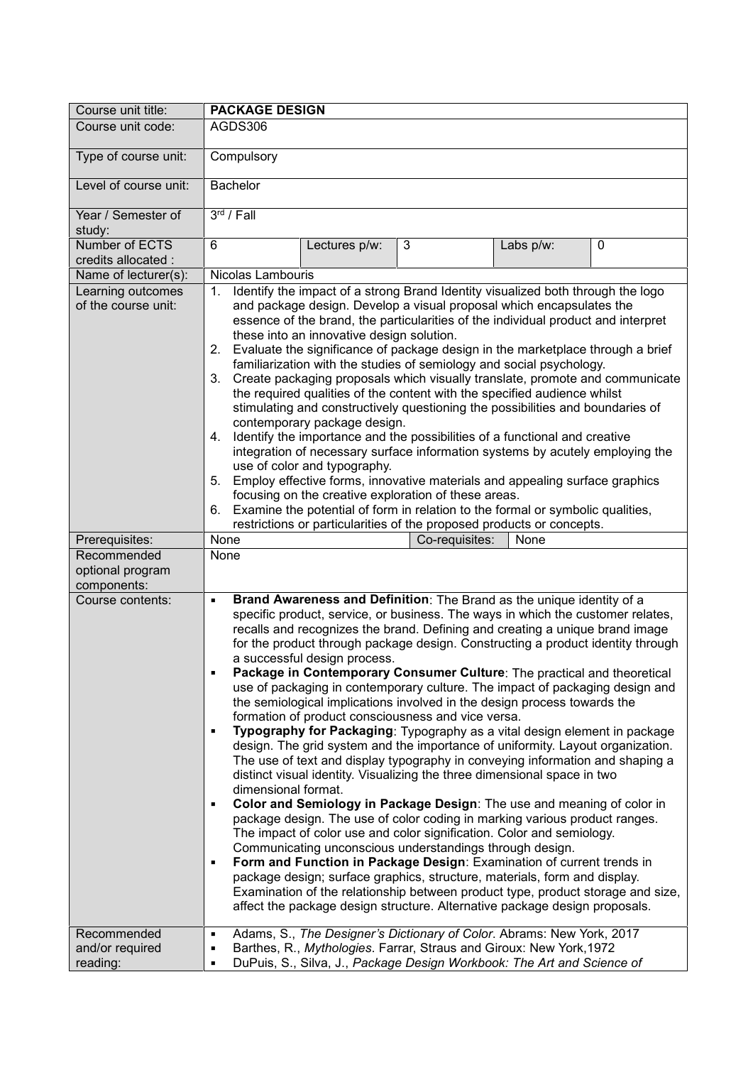| Course unit title: | **PACKAGE DESIGN** | | | | |
|---|---|---|---|---|---|
| Course unit code: | AGDS306 | | | | |
| Type of course unit: | Compulsory | | | | |
| Level of course unit: | Bachelor | | | | |
| Year / Semester of study: | 3rd / Fall | | | | |
| Number of ECTS credits allocated : | 6 | Lectures p/w: | 3 | Labs p/w: | 0 |
| Name of lecturer(s): | Nicolas Lambouris | | | | |
| Learning outcomes of the course unit: | 1. Identify the impact of a strong Brand Identity visualized both through the logo and package design. Develop a visual proposal which encapsulates the essence of the brand, the particularities of the individual product and interpret these into an innovative design solution.<br>2. Evaluate the significance of package design in the marketplace through a brief familiarization with the studies of semiology and social psychology.<br>3. Create packaging proposals which visually translate, promote and communicate the required qualities of the content with the specified audience whilst stimulating and constructively questioning the possibilities and boundaries of contemporary package design.<br>4. Identify the importance and the possibilities of a functional and creative integration of necessary surface information systems by acutely employing the use of color and typography.<br>5. Employ effective forms, innovative materials and appealing surface graphics focusing on the creative exploration of these areas.<br>6. Examine the potential of form in relation to the formal or symbolic qualities, restrictions or particularities of the proposed products or concepts. | | | | |
| Prerequisites: | None | | Co-requisites: | None | |
| Recommended optional program components: | None | | | | |
| Course contents: | ▪ **Brand Awareness and Definition**: The Brand as the unique identity of a specific product, service, or business. The ways in which the customer relates, recalls and recognizes the brand. Defining and creating a unique brand image for the product through package design. Constructing a product identity through a successful design process.<br>▪ **Package in Contemporary Consumer Culture**: The practical and theoretical use of packaging in contemporary culture. The impact of packaging design and the semiological implications involved in the design process towards the formation of product consciousness and vice versa.<br>▪ **Typography for Packaging**: Typography as a vital design element in package design. The grid system and the importance of uniformity. Layout organization. The use of text and display typography in conveying information and shaping a distinct visual identity. Visualizing the three dimensional space in two dimensional format.<br>▪ **Color and Semiology in Package Design**: The use and meaning of color in package design. The use of color coding in marking various product ranges. The impact of color use and color signification. Color and semiology. Communicating unconscious understandings through design.<br>▪ **Form and Function in Package Design**: Examination of current trends in package design; surface graphics, structure, materials, form and display. Examination of the relationship between product type, product storage and size, affect the package design structure. Alternative package design proposals. | | | | |
| Recommended and/or required reading: | ▪ Adams, S., *The Designer's Dictionary of Color*. Abrams: New York, 2017<br>▪ Barthes, R., *Mythologies*. Farrar, Straus and Giroux: New York,1972<br>▪ DuPuis, S., Silva, J., *Package Design Workbook: The Art and Science of* | | | | |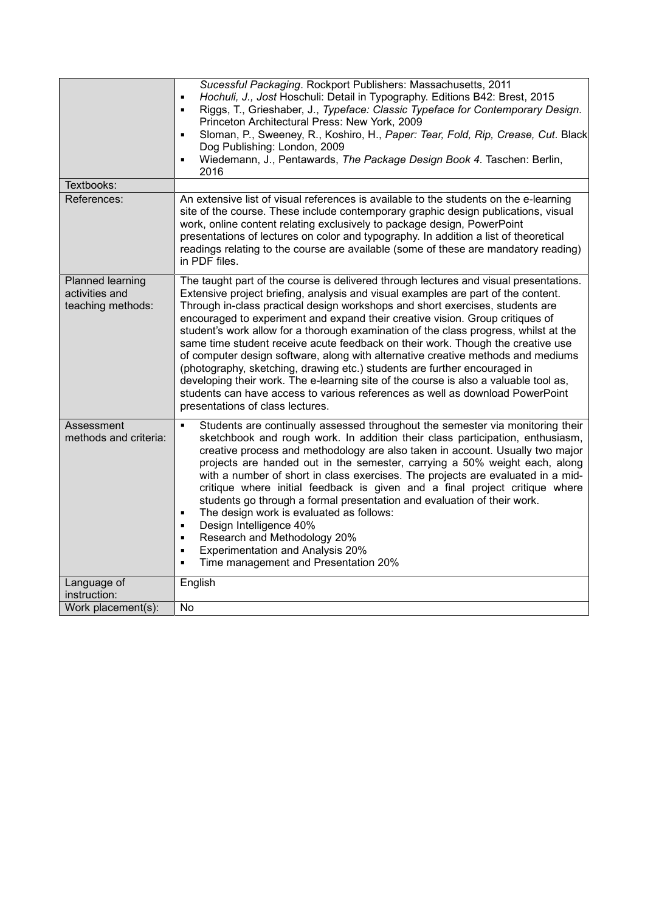| | |
|---|---|
| | *Sucessful Packaging*. Rockport Publishers: Massachusetts, 2011<br>▪ *Hochuli, J., Jost* Hoschuli: Detail in Typography. Editions B42: Brest, 2015<br>▪ Riggs, T., Grieshaber, J., *Typeface: Classic Typeface for Contemporary Design*. Princeton Architectural Press: New York, 2009<br>▪ Sloman, P., Sweeney, R., Koshiro, H., *Paper: Tear, Fold, Rip, Crease, Cut*. Black Dog Publishing: London, 2009<br>▪ Wiedemann, J., Pentawards, *The Package Design Book 4*. Taschen: Berlin, 2016 |
| Textbooks: | |
| References: | An extensive list of visual references is available to the students on the e-learning site of the course. These include contemporary graphic design publications, visual work, online content relating exclusively to package design, PowerPoint presentations of lectures on color and typography. In addition a list of theoretical readings relating to the course are available (some of these are mandatory reading) in PDF files. |
| Planned learning activities and teaching methods: | The taught part of the course is delivered through lectures and visual presentations. Extensive project briefing, analysis and visual examples are part of the content. Through in-class practical design workshops and short exercises, students are encouraged to experiment and expand their creative vision. Group critiques of student's work allow for a thorough examination of the class progress, whilst at the same time student receive acute feedback on their work. Though the creative use of computer design software, along with alternative creative methods and mediums (photography, sketching, drawing etc.) students are further encouraged in developing their work. The e-learning site of the course is also a valuable tool as, students can have access to various references as well as download PowerPoint presentations of class lectures. |
| Assessment methods and criteria: | ▪ Students are continually assessed throughout the semester via monitoring their sketchbook and rough work. In addition their class participation, enthusiasm, creative process and methodology are also taken in account. Usually two major projects are handed out in the semester, carrying a 50% weight each, along with a number of short in class exercises. The projects are evaluated in a mid-critique where initial feedback is given and a final project critique where students go through a formal presentation and evaluation of their work.<br>▪ The design work is evaluated as follows:<br>▪ Design Intelligence 40%<br>▪ Research and Methodology 20%<br>▪ Experimentation and Analysis 20%<br>▪ Time management and Presentation 20% |
| Language of instruction: | English |
| Work placement(s): | No |